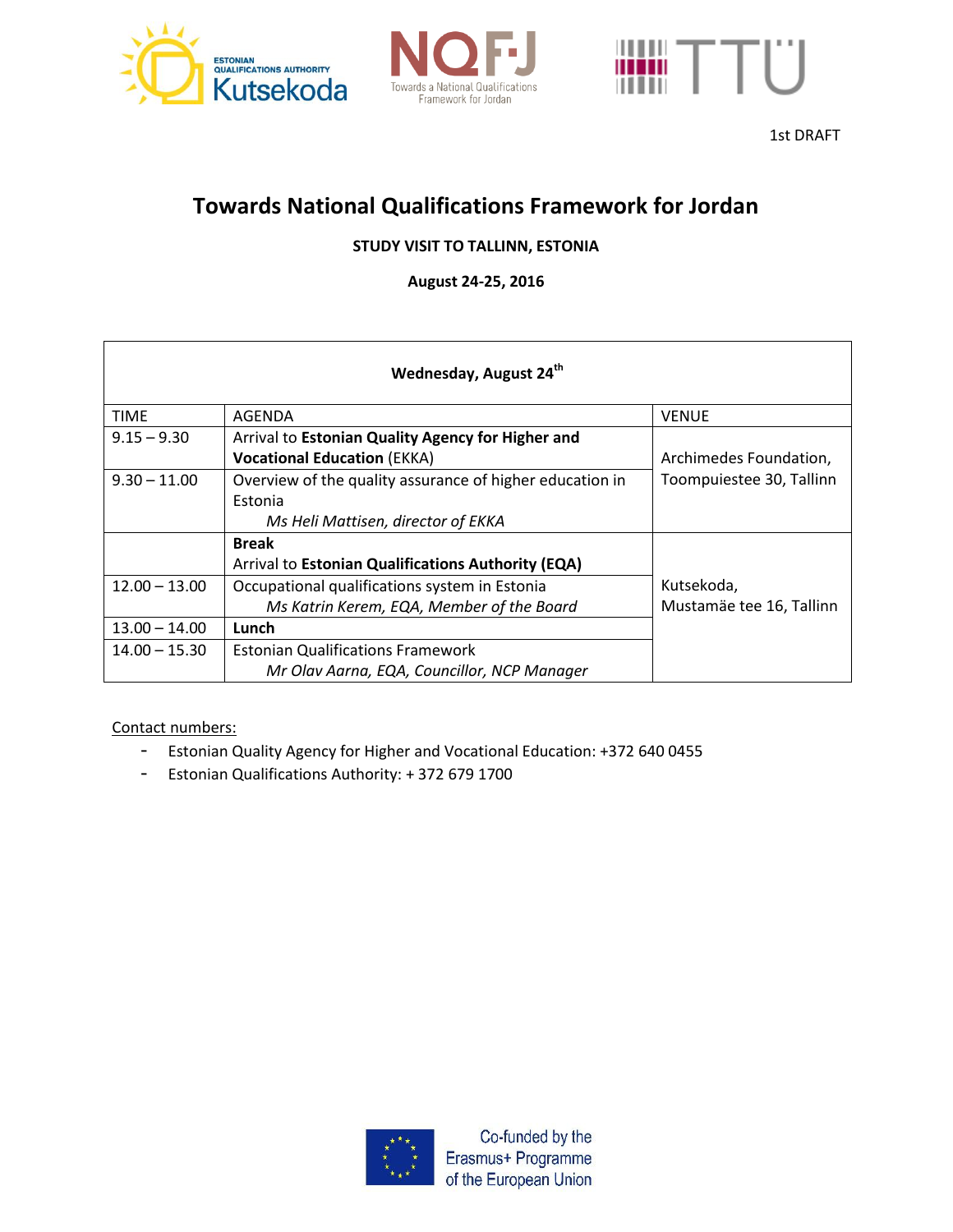1st DRAFT

# Towards National Qualifications Framework for Jordan

**STUDY VISIT TO TALLINN, ESTONIA**

**August 24-25, 2016**

| Wednesday, August 24th | | |
|---|---|---|
| TIME | AGENDA | VENUE |
| 9.15 – 9.30 | Arrival to **Estonian Quality Agency for Higher and Vocational Education** (EKKA) | Archimedes Foundation, Toompuiestee 30, Tallinn |
| 9.30 – 11.00 | Overview of the quality assurance of higher education in Estonia<br>*Ms Heli Mattisen, director of EKKA* | |
| | **Break**<br>Arrival to **Estonian Qualifications Authority (EQA)** | Kutsekoda, Mustamäe tee 16, Tallinn |
| 12.00 – 13.00 | Occupational qualifications system in Estonia<br>*Ms Katrin Kerem, EQA, Member of the Board* | |
| 13.00 – 14.00 | **Lunch** | |
| 14.00 – 15.30 | Estonian Qualifications Framework<br>*Mr Olav Aarna, EQA, Councillor, NCP Manager* | |

Contact numbers:

- Estonian Quality Agency for Higher and Vocational Education: +372 640 0455
- Estonian Qualifications Authority: + 372 679 1700

Co-funded by the Erasmus+ Programme of the European Union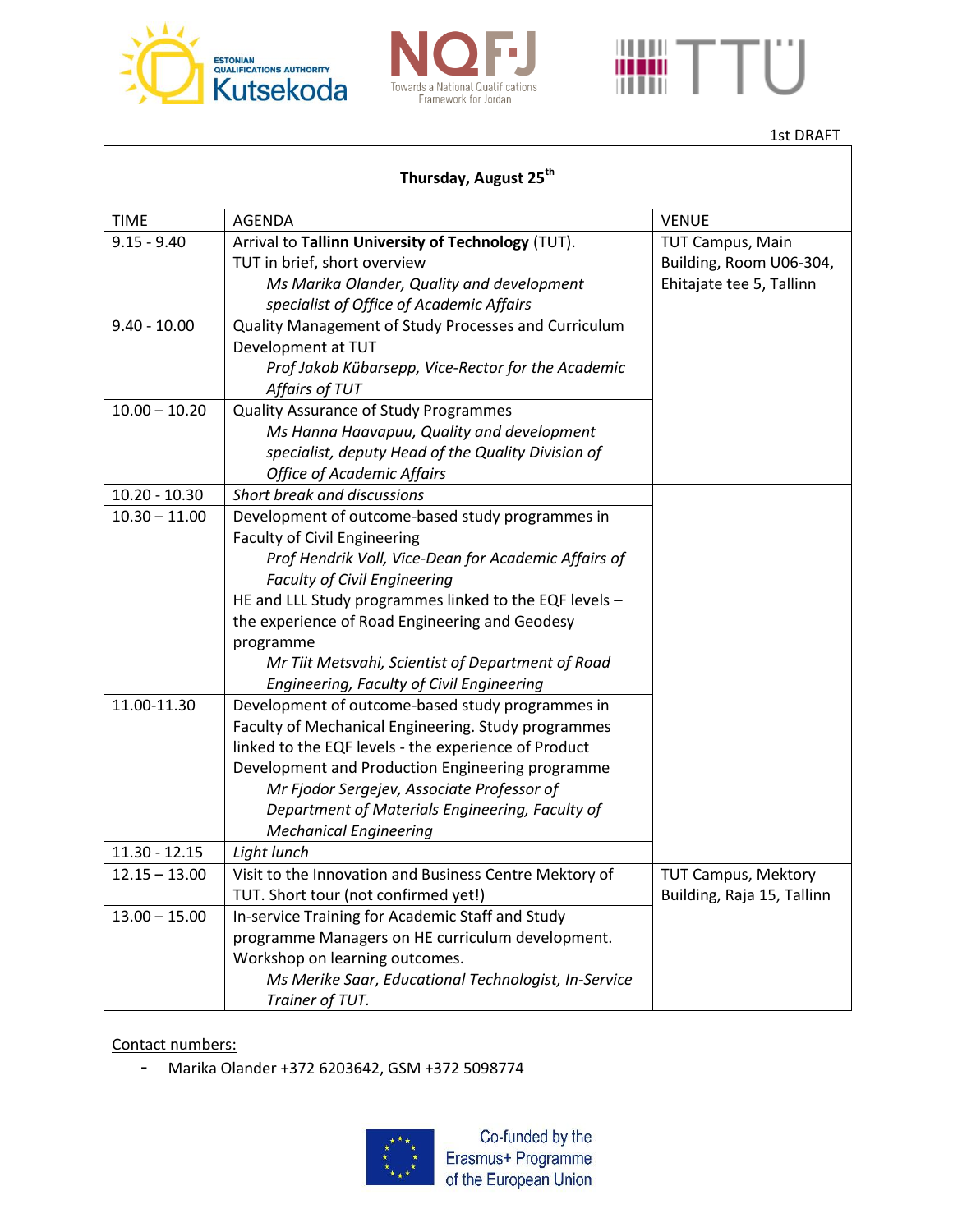1st DRAFT

| Thursday, August 25th | | |
| --- | --- | --- |
| TIME | AGENDA | VENUE |
| 9.15 - 9.40 | Arrival to **Tallinn University of Technology** (TUT).<br>TUT in brief, short overview<br>*Ms Marika Olander, Quality and development specialist of Office of Academic Affairs* | TUT Campus, Main Building, Room U06-304, Ehitajate tee 5, Tallinn |
| 9.40 - 10.00 | Quality Management of Study Processes and Curriculum Development at TUT<br>*Prof Jakob Kübarsepp, Vice-Rector for the Academic Affairs of TUT* | |
| 10.00 – 10.20 | Quality Assurance of Study Programmes<br>*Ms Hanna Haavapuu, Quality and development specialist, deputy Head of the Quality Division of Office of Academic Affairs* | |
| 10.20 - 10.30 | *Short break and discussions* | |
| 10.30 – 11.00 | Development of outcome-based study programmes in Faculty of Civil Engineering<br>*Prof Hendrik Voll, Vice-Dean for Academic Affairs of Faculty of Civil Engineering*<br>HE and LLL Study programmes linked to the EQF levels – the experience of Road Engineering and Geodesy programme<br>*Mr Tiit Metsvahi, Scientist of Department of Road Engineering, Faculty of Civil Engineering* | |
| 11.00-11.30 | Development of outcome-based study programmes in Faculty of Mechanical Engineering. Study programmes linked to the EQF levels - the experience of Product Development and Production Engineering programme<br>*Mr Fjodor Sergejev, Associate Professor of Department of Materials Engineering, Faculty of Mechanical Engineering* | |
| 11.30 - 12.15 | *Light lunch* | |
| 12.15 – 13.00 | Visit to the Innovation and Business Centre Mektory of TUT. Short tour (not confirmed yet!) | TUT Campus, Mektory Building, Raja 15, Tallinn |
| 13.00 – 15.00 | In-service Training for Academic Staff and Study programme Managers on HE curriculum development. Workshop on learning outcomes.<br>*Ms Merike Saar, Educational Technologist, In-Service Trainer of TUT.* | |

Contact numbers:

- Marika Olander +372 6203642, GSM +372 5098774

Co-funded by the Erasmus+ Programme of the European Union